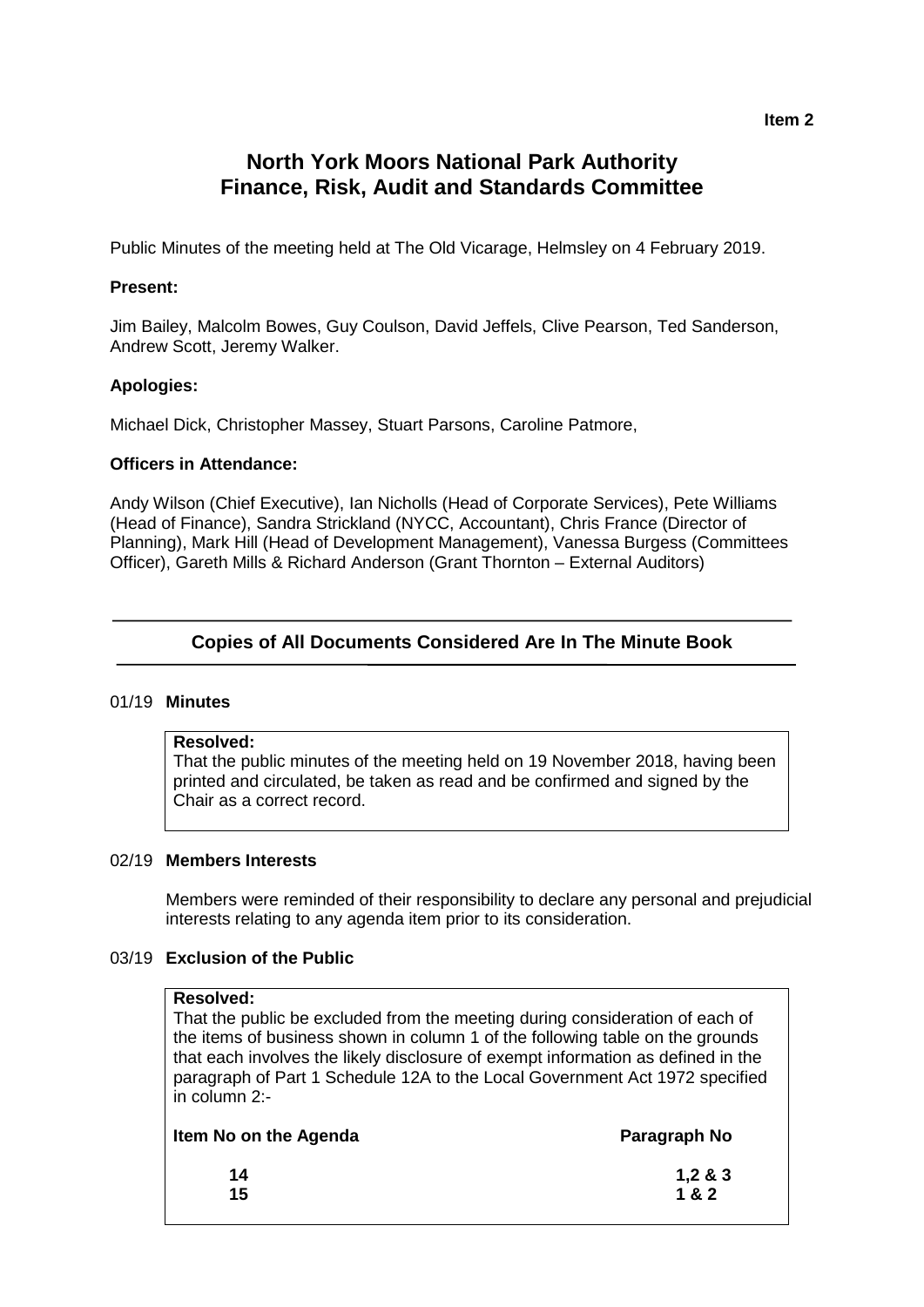Item 2

# North York Moors National Park Authority
# Finance, Risk, Audit and Standards Committee

Public Minutes of the meeting held at The Old Vicarage, Helmsley on 4 February 2019.

**Present:**

Jim Bailey, Malcolm Bowes, Guy Coulson, David Jeffels, Clive Pearson, Ted Sanderson, Andrew Scott, Jeremy Walker.

**Apologies:**

Michael Dick, Christopher Massey, Stuart Parsons, Caroline Patmore,

**Officers in Attendance:**

Andy Wilson (Chief Executive), Ian Nicholls (Head of Corporate Services), Pete Williams (Head of Finance), Sandra Strickland (NYCC, Accountant), Chris France (Director of Planning), Mark Hill (Head of Development Management), Vanessa Burgess (Committees Officer), Gareth Mills & Richard Anderson (Grant Thornton – External Auditors)

---

**Copies of All Documents Considered Are In The Minute Book**

---

01/19 **Minutes**

**Resolved:**
That the public minutes of the meeting held on 19 November 2018, having been printed and circulated, be taken as read and be confirmed and signed by the Chair as a correct record.

02/19 **Members Interests**

Members were reminded of their responsibility to declare any personal and prejudicial interests relating to any agenda item prior to its consideration.

03/19 **Exclusion of the Public**

**Resolved:**
That the public be excluded from the meeting during consideration of each of the items of business shown in column 1 of the following table on the grounds that each involves the likely disclosure of exempt information as defined in the paragraph of Part 1 Schedule 12A to the Local Government Act 1972 specified in column 2:-

| Item No on the Agenda | Paragraph No |
|---|---|
| 14 | 1,2 & 3 |
| 15 | 1 & 2 |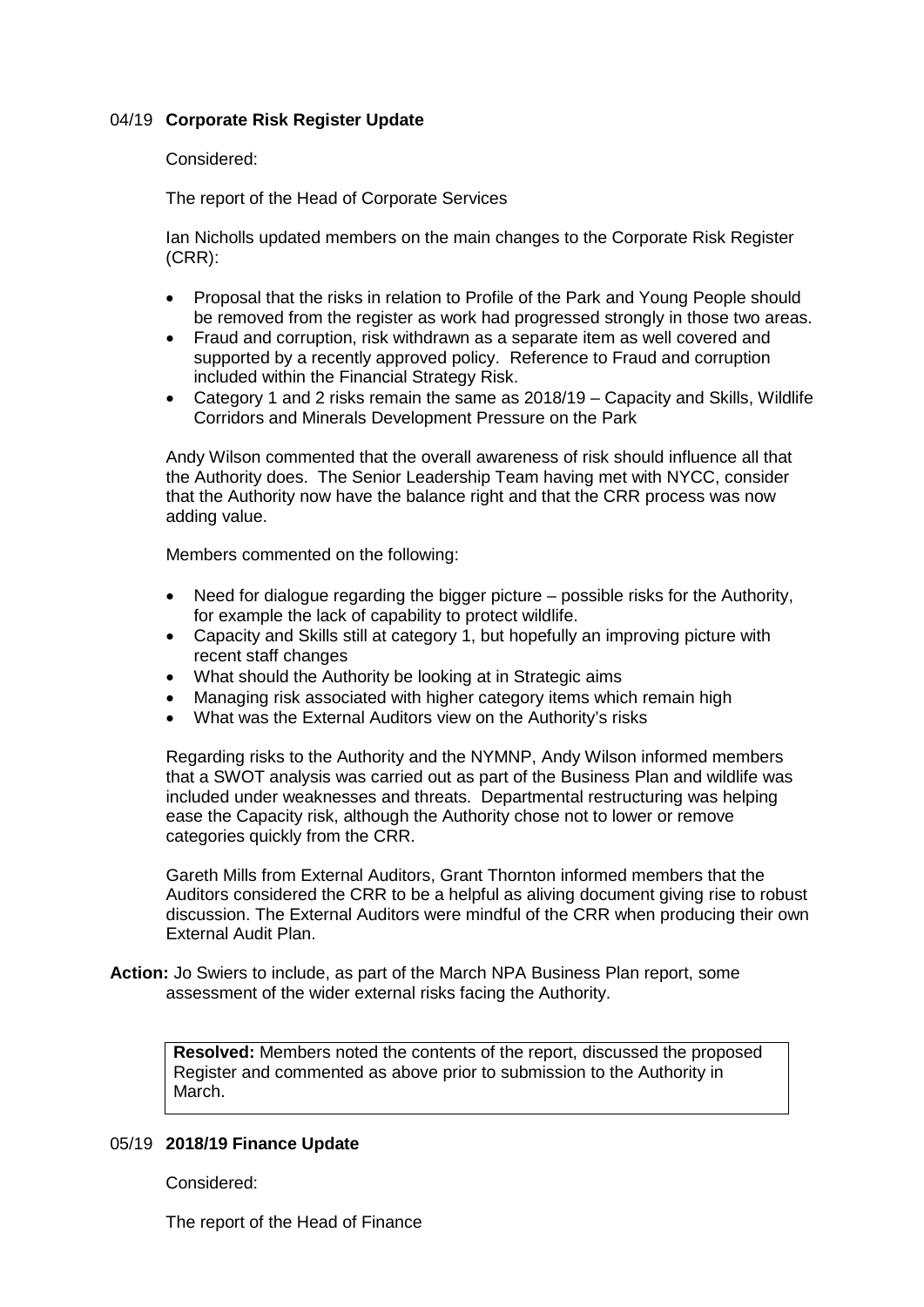## 04/19 **Corporate Risk Register Update**

Considered:

The report of the Head of Corporate Services

Ian Nicholls updated members on the main changes to the Corporate Risk Register (CRR):

- Proposal that the risks in relation to Profile of the Park and Young People should be removed from the register as work had progressed strongly in those two areas.
- Fraud and corruption, risk withdrawn as a separate item as well covered and supported by a recently approved policy. Reference to Fraud and corruption included within the Financial Strategy Risk.
- Category 1 and 2 risks remain the same as 2018/19 – Capacity and Skills, Wildlife Corridors and Minerals Development Pressure on the Park

Andy Wilson commented that the overall awareness of risk should influence all that the Authority does. The Senior Leadership Team having met with NYCC, consider that the Authority now have the balance right and that the CRR process was now adding value.

Members commented on the following:

- Need for dialogue regarding the bigger picture – possible risks for the Authority, for example the lack of capability to protect wildlife.
- Capacity and Skills still at category 1, but hopefully an improving picture with recent staff changes
- What should the Authority be looking at in Strategic aims
- Managing risk associated with higher category items which remain high
- What was the External Auditors view on the Authority's risks

Regarding risks to the Authority and the NYMNP, Andy Wilson informed members that a SWOT analysis was carried out as part of the Business Plan and wildlife was included under weaknesses and threats. Departmental restructuring was helping ease the Capacity risk, although the Authority chose not to lower or remove categories quickly from the CRR.

Gareth Mills from External Auditors, Grant Thornton informed members that the Auditors considered the CRR to be a helpful as aliving document giving rise to robust discussion. The External Auditors were mindful of the CRR when producing their own External Audit Plan.

**Action:** Jo Swiers to include, as part of the March NPA Business Plan report, some assessment of the wider external risks facing the Authority.

**Resolved:** Members noted the contents of the report, discussed the proposed Register and commented as above prior to submission to the Authority in March.

## 05/19 **2018/19 Finance Update**

Considered:

The report of the Head of Finance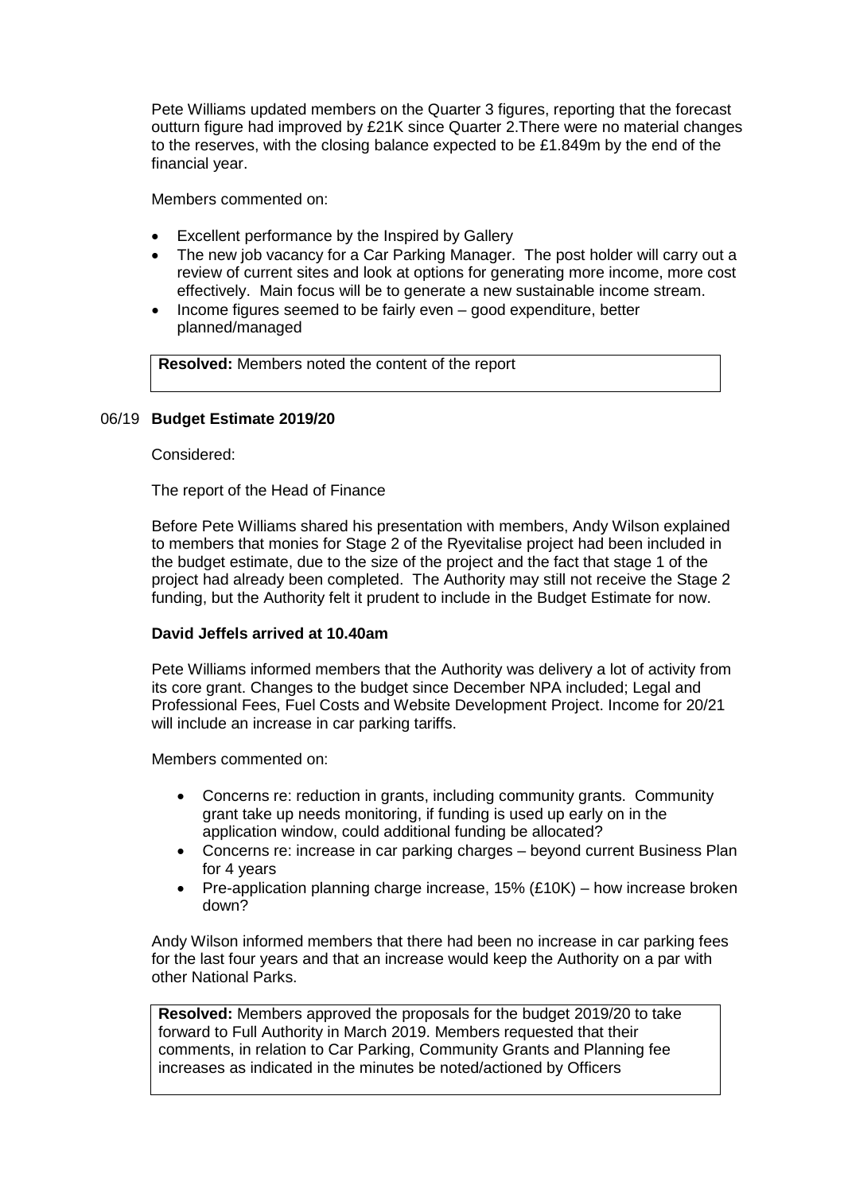Pete Williams updated members on the Quarter 3 figures, reporting that the forecast outturn figure had improved by £21K since Quarter 2.There were no material changes to the reserves, with the closing balance expected to be £1.849m by the end of the financial year.

Members commented on:

- Excellent performance by the Inspired by Gallery
- The new job vacancy for a Car Parking Manager. The post holder will carry out a review of current sites and look at options for generating more income, more cost effectively. Main focus will be to generate a new sustainable income stream.
- Income figures seemed to be fairly even – good expenditure, better planned/managed

**Resolved:** Members noted the content of the report

## 06/19 **Budget Estimate 2019/20**

Considered:

The report of the Head of Finance

Before Pete Williams shared his presentation with members, Andy Wilson explained to members that monies for Stage 2 of the Ryevitalise project had been included in the budget estimate, due to the size of the project and the fact that stage 1 of the project had already been completed. The Authority may still not receive the Stage 2 funding, but the Authority felt it prudent to include in the Budget Estimate for now.

**David Jeffels arrived at 10.40am**

Pete Williams informed members that the Authority was delivery a lot of activity from its core grant. Changes to the budget since December NPA included; Legal and Professional Fees, Fuel Costs and Website Development Project. Income for 20/21 will include an increase in car parking tariffs.

Members commented on:

- Concerns re: reduction in grants, including community grants. Community grant take up needs monitoring, if funding is used up early on in the application window, could additional funding be allocated?
- Concerns re: increase in car parking charges – beyond current Business Plan for 4 years
- Pre-application planning charge increase, 15% (£10K) – how increase broken down?

Andy Wilson informed members that there had been no increase in car parking fees for the last four years and that an increase would keep the Authority on a par with other National Parks.

**Resolved:** Members approved the proposals for the budget 2019/20 to take forward to Full Authority in March 2019. Members requested that their comments, in relation to Car Parking, Community Grants and Planning fee increases as indicated in the minutes be noted/actioned by Officers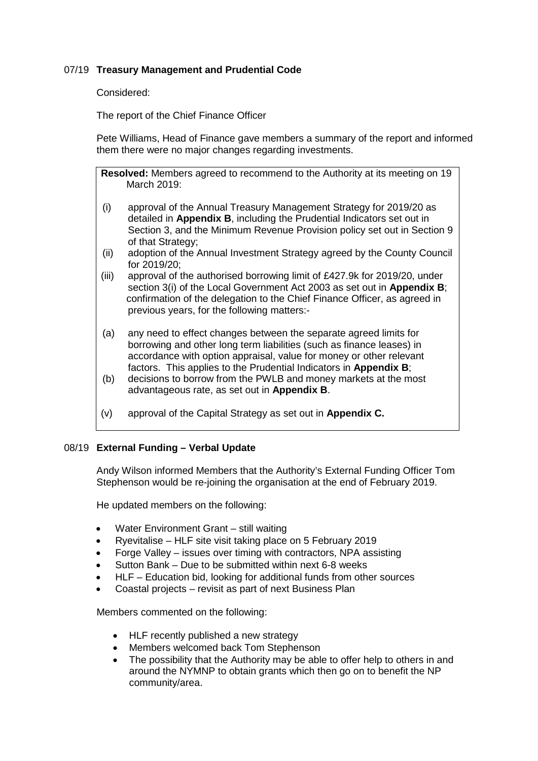## 07/19 **Treasury Management and Prudential Code**

Considered:

The report of the Chief Finance Officer

Pete Williams, Head of Finance gave members a summary of the report and informed them there were no major changes regarding investments.

**Resolved:** Members agreed to recommend to the Authority at its meeting on 19 March 2019:

(i) approval of the Annual Treasury Management Strategy for 2019/20 as detailed in **Appendix B**, including the Prudential Indicators set out in Section 3, and the Minimum Revenue Provision policy set out in Section 9 of that Strategy;

(ii) adoption of the Annual Investment Strategy agreed by the County Council for 2019/20;

(iii) approval of the authorised borrowing limit of £427.9k for 2019/20, under section 3(i) of the Local Government Act 2003 as set out in **Appendix B**; confirmation of the delegation to the Chief Finance Officer, as agreed in previous years, for the following matters:-

(a) any need to effect changes between the separate agreed limits for borrowing and other long term liabilities (such as finance leases) in accordance with option appraisal, value for money or other relevant factors. This applies to the Prudential Indicators in **Appendix B**;

(b) decisions to borrow from the PWLB and money markets at the most advantageous rate, as set out in **Appendix B**.

(v) approval of the Capital Strategy as set out in **Appendix C.**

## 08/19 **External Funding – Verbal Update**

Andy Wilson informed Members that the Authority's External Funding Officer Tom Stephenson would be re-joining the organisation at the end of February 2019.

He updated members on the following:

- Water Environment Grant – still waiting
- Ryevitalise – HLF site visit taking place on 5 February 2019
- Forge Valley – issues over timing with contractors, NPA assisting
- Sutton Bank – Due to be submitted within next 6-8 weeks
- HLF – Education bid, looking for additional funds from other sources
- Coastal projects – revisit as part of next Business Plan

Members commented on the following:

- HLF recently published a new strategy
- Members welcomed back Tom Stephenson
- The possibility that the Authority may be able to offer help to others in and around the NYMNP to obtain grants which then go on to benefit the NP community/area.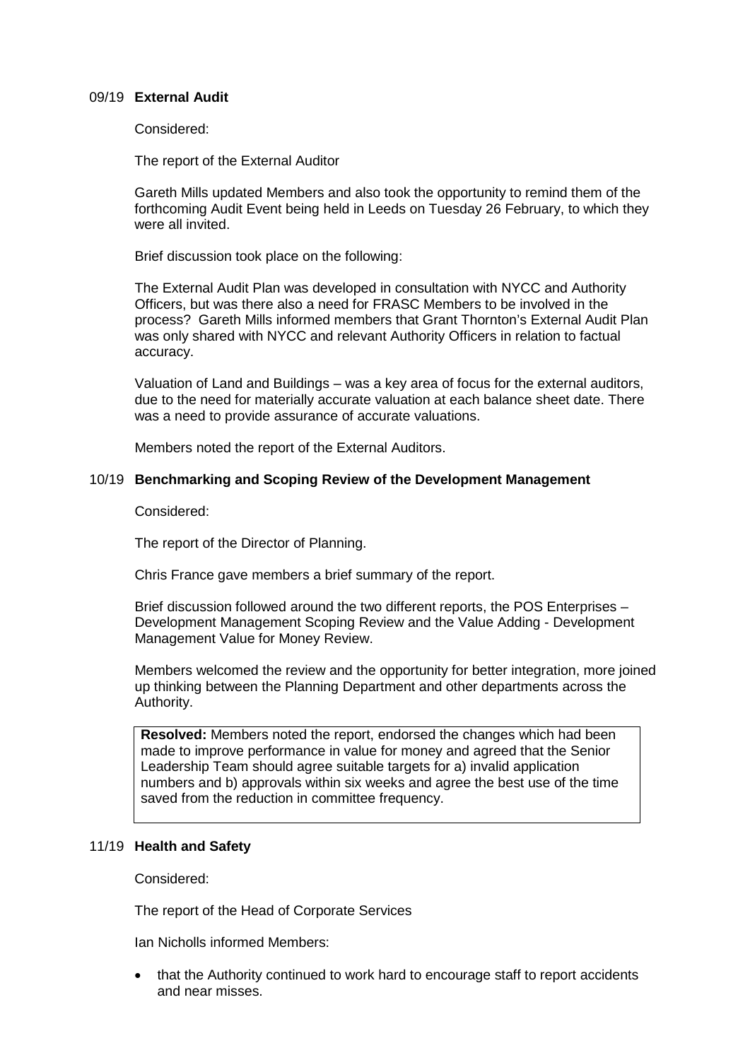## 09/19 **External Audit**

Considered:

The report of the External Auditor

Gareth Mills updated Members and also took the opportunity to remind them of the forthcoming Audit Event being held in Leeds on Tuesday 26 February, to which they were all invited.

Brief discussion took place on the following:

The External Audit Plan was developed in consultation with NYCC and Authority Officers, but was there also a need for FRASC Members to be involved in the process? Gareth Mills informed members that Grant Thornton's External Audit Plan was only shared with NYCC and relevant Authority Officers in relation to factual accuracy.

Valuation of Land and Buildings – was a key area of focus for the external auditors, due to the need for materially accurate valuation at each balance sheet date. There was a need to provide assurance of accurate valuations.

Members noted the report of the External Auditors.

## 10/19 **Benchmarking and Scoping Review of the Development Management**

Considered:

The report of the Director of Planning.

Chris France gave members a brief summary of the report.

Brief discussion followed around the two different reports, the POS Enterprises – Development Management Scoping Review and the Value Adding - Development Management Value for Money Review.

Members welcomed the review and the opportunity for better integration, more joined up thinking between the Planning Department and other departments across the Authority.

**Resolved:** Members noted the report, endorsed the changes which had been made to improve performance in value for money and agreed that the Senior Leadership Team should agree suitable targets for a) invalid application numbers and b) approvals within six weeks and agree the best use of the time saved from the reduction in committee frequency.

## 11/19 **Health and Safety**

Considered:

The report of the Head of Corporate Services

Ian Nicholls informed Members:

- that the Authority continued to work hard to encourage staff to report accidents and near misses.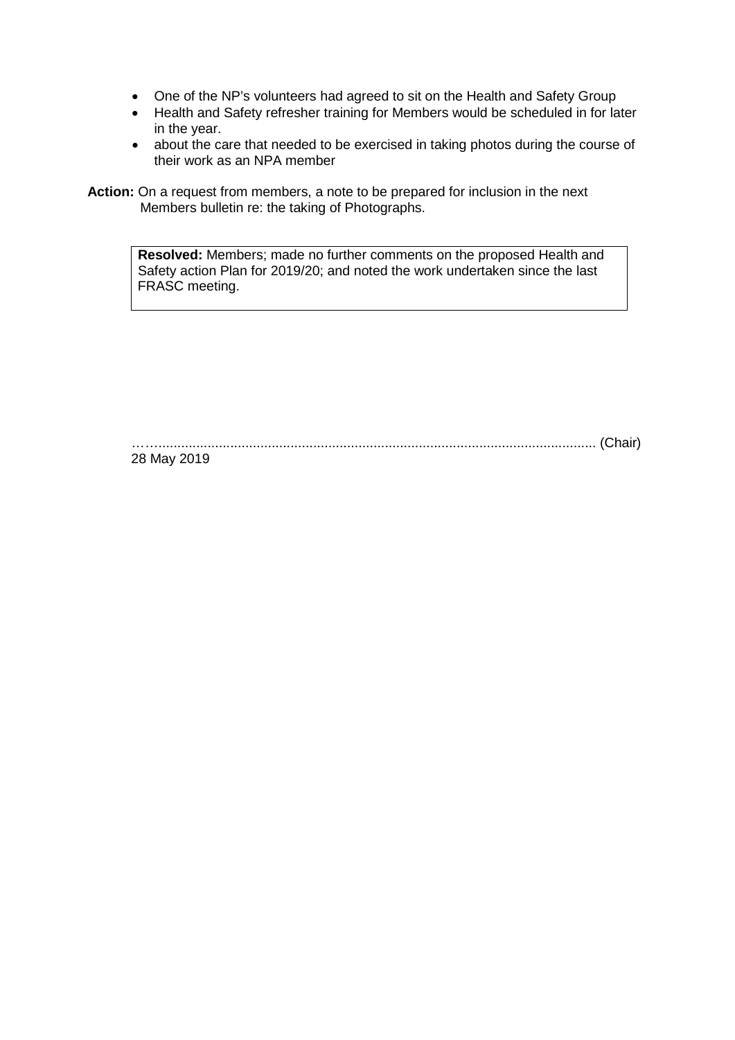- One of the NP's volunteers had agreed to sit on the Health and Safety Group
- Health and Safety refresher training for Members would be scheduled in for later in the year.
- about the care that needed to be exercised in taking photos during the course of their work as an NPA member

**Action:** On a request from members, a note to be prepared for inclusion in the next Members bulletin re: the taking of Photographs.

> **Resolved:** Members; made no further comments on the proposed Health and Safety action Plan for 2019/20; and noted the work undertaken since the last FRASC meeting.

……................................................................................................................. (Chair)
28 May 2019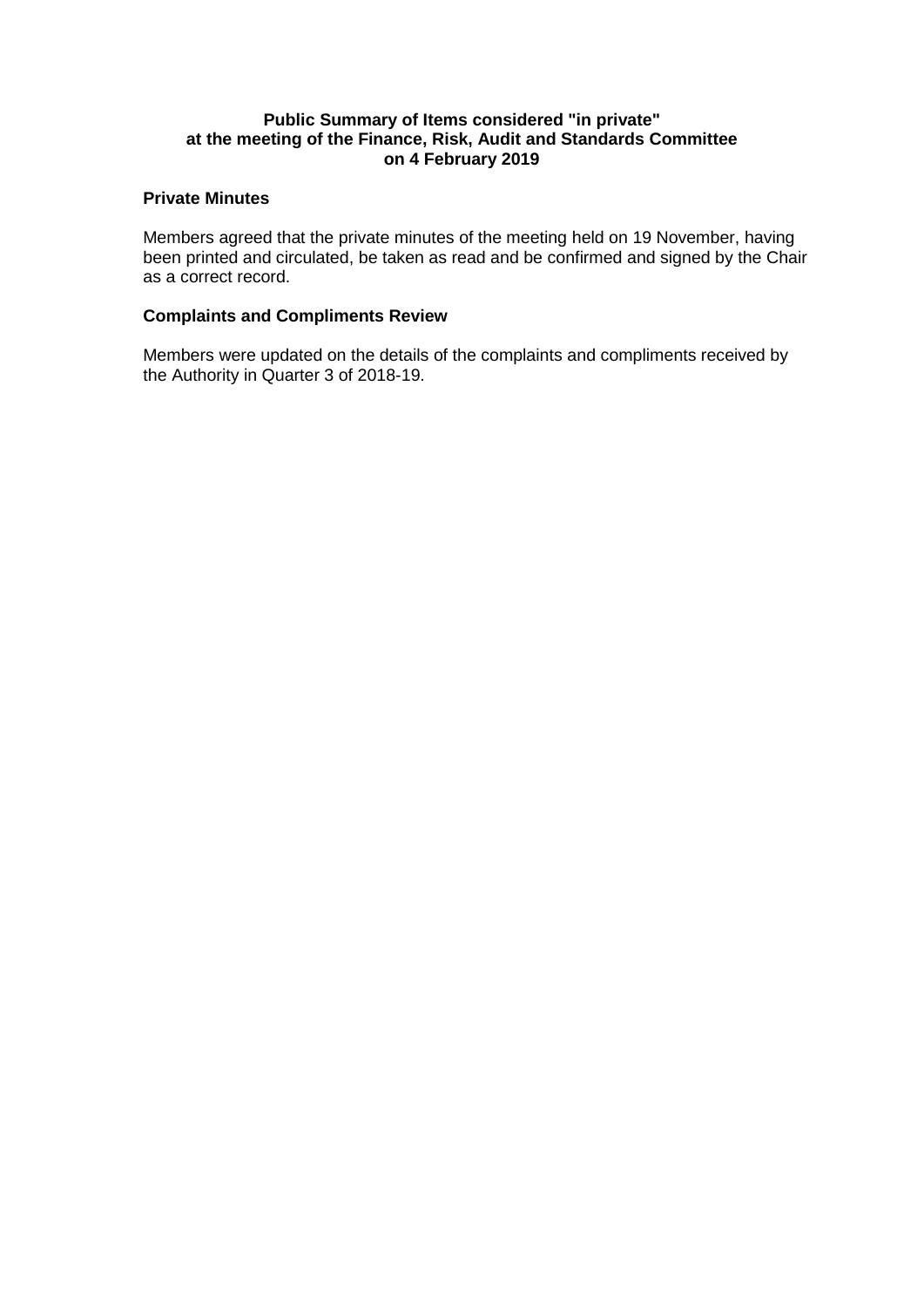**Public Summary of Items considered "in private" at the meeting of the Finance, Risk, Audit and Standards Committee on 4 February 2019**

## Private Minutes

Members agreed that the private minutes of the meeting held on 19 November, having been printed and circulated, be taken as read and be confirmed and signed by the Chair as a correct record.

## Complaints and Compliments Review

Members were updated on the details of the complaints and compliments received by the Authority in Quarter 3 of 2018-19.